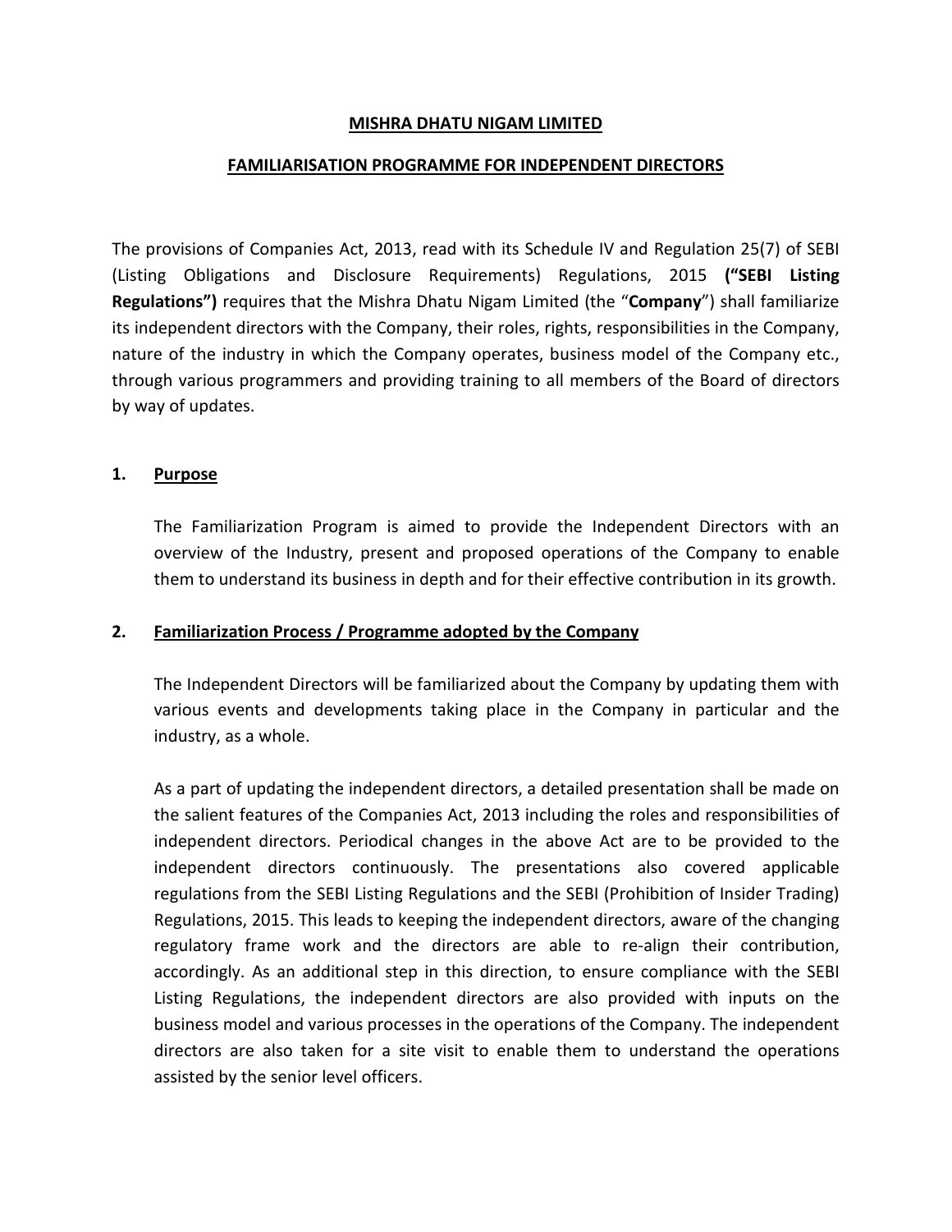**MISHRA DHATU NIGAM LIMITED**

**FAMILIARISATION PROGRAMME FOR INDEPENDENT DIRECTORS**

The provisions of Companies Act, 2013, read with its Schedule IV and Regulation 25(7) of SEBI (Listing Obligations and Disclosure Requirements) Regulations, 2015 **("SEBI Listing Regulations")** requires that the Mishra Dhatu Nigam Limited (the "**Company**") shall familiarize its independent directors with the Company, their roles, rights, responsibilities in the Company, nature of the industry in which the Company operates, business model of the Company etc., through various programmers and providing training to all members of the Board of directors by way of updates.

## 1. Purpose

The Familiarization Program is aimed to provide the Independent Directors with an overview of the Industry, present and proposed operations of the Company to enable them to understand its business in depth and for their effective contribution in its growth.

## 2. Familiarization Process / Programme adopted by the Company

The Independent Directors will be familiarized about the Company by updating them with various events and developments taking place in the Company in particular and the industry, as a whole.

As a part of updating the independent directors, a detailed presentation shall be made on the salient features of the Companies Act, 2013 including the roles and responsibilities of independent directors. Periodical changes in the above Act are to be provided to the independent directors continuously. The presentations also covered applicable regulations from the SEBI Listing Regulations and the SEBI (Prohibition of Insider Trading) Regulations, 2015. This leads to keeping the independent directors, aware of the changing regulatory frame work and the directors are able to re-align their contribution, accordingly. As an additional step in this direction, to ensure compliance with the SEBI Listing Regulations, the independent directors are also provided with inputs on the business model and various processes in the operations of the Company. The independent directors are also taken for a site visit to enable them to understand the operations assisted by the senior level officers.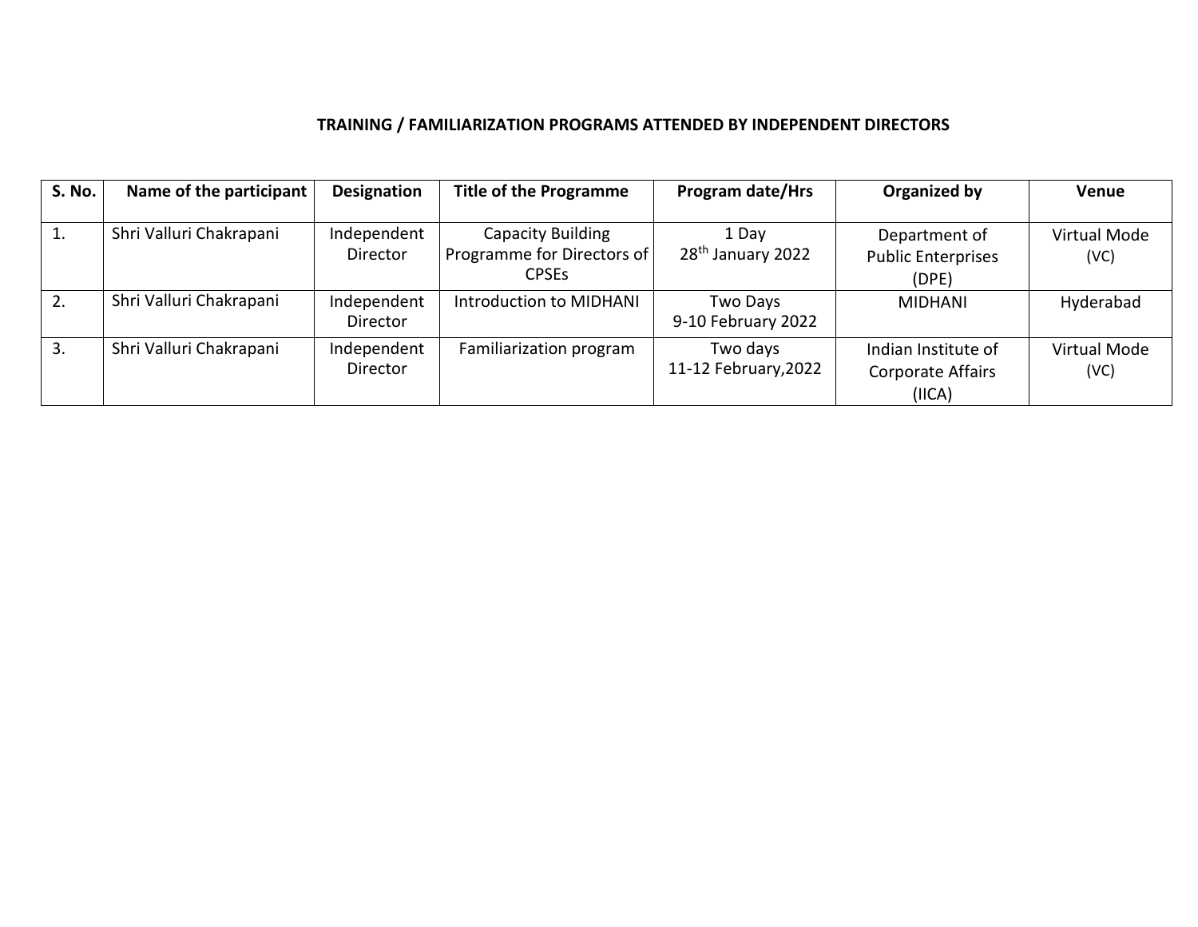**TRAINING / FAMILIARIZATION PROGRAMS ATTENDED BY INDEPENDENT DIRECTORS**

| S. No. | Name of the participant | Designation | Title of the Programme | Program date/Hrs | Organized by | Venue |
|---|---|---|---|---|---|---|
| 1. | Shri Valluri Chakrapani | Independent Director | Capacity Building Programme for Directors of CPSEs | 1 Day 28th January 2022 | Department of Public Enterprises (DPE) | Virtual Mode (VC) |
| 2. | Shri Valluri Chakrapani | Independent Director | Introduction to MIDHANI | Two Days 9-10 February 2022 | MIDHANI | Hyderabad |
| 3. | Shri Valluri Chakrapani | Independent Director | Familiarization program | Two days 11-12 February,2022 | Indian Institute of Corporate Affairs (IICA) | Virtual Mode (VC) |